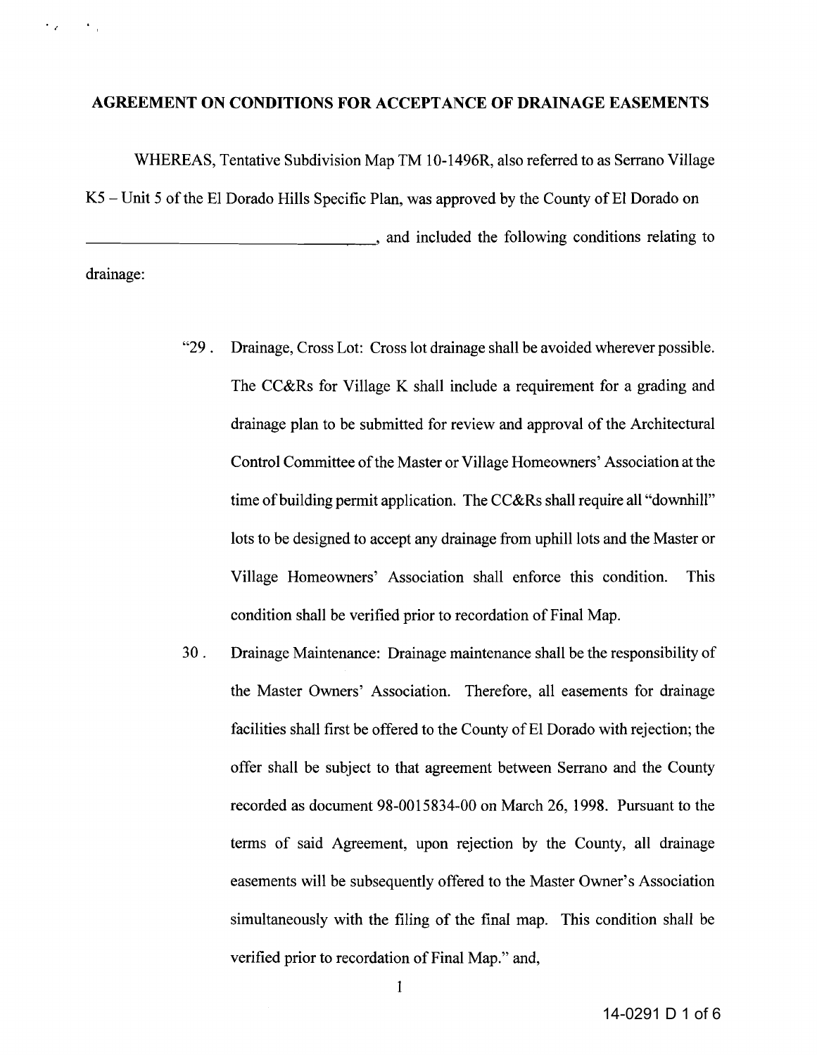## AGREEMENT ON CONDITIONS FOR ACCEPTANCE OF DRAINAGE EASEMENTS

WHEREAS, Tentative Subdivision Map TM 10-1496R, also referred to as Serrano Village K5 – Unit 5 of the El Dorado Hills Specific Plan, was approved by the County of El Dorado on ______________________________, and included the following conditions relating to drainage:

> "29 . Drainage, Cross Lot: Cross lot drainage shall be avoided wherever possible. The CC&Rs for Village K shall include a requirement for a grading and drainage plan to be submitted for review and approval of the Architectural Control Committee of the Master or Village Homeowners' Association at the time of building permit application. The CC&Rs shall require all "downhill" lots to be designed to accept any drainage from uphill lots and the Master or Village Homeowners' Association shall enforce this condition. This condition shall be verified prior to recordation of Final Map.
>
> 30 . Drainage Maintenance: Drainage maintenance shall be the responsibility of the Master Owners' Association. Therefore, all easements for drainage facilities shall first be offered to the County of El Dorado with rejection; the offer shall be subject to that agreement between Serrano and the County recorded as document 98-0015834-00 on March 26, 1998. Pursuant to the terms of said Agreement, upon rejection by the County, all drainage easements will be subsequently offered to the Master Owner's Association simultaneously with the filing of the final map. This condition shall be verified prior to recordation of Final Map." and,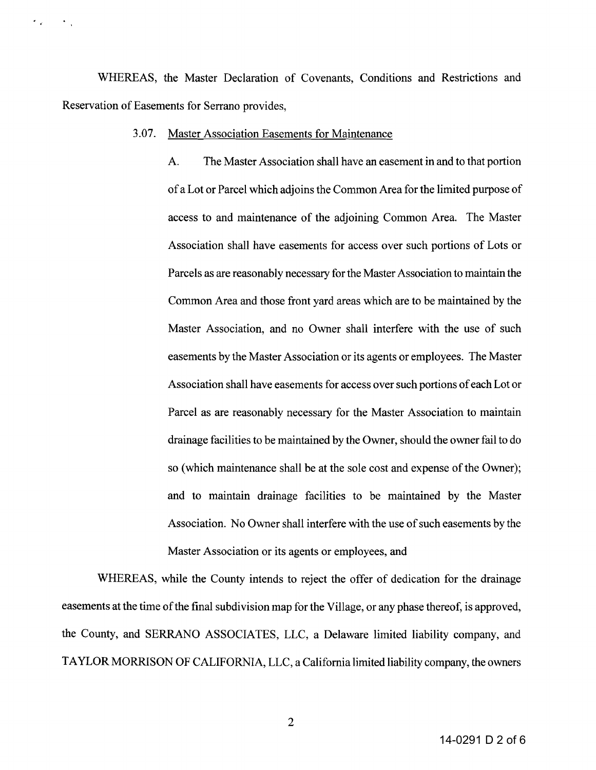WHEREAS, the Master Declaration of Covenants, Conditions and Restrictions and Reservation of Easements for Serrano provides,

3.07. <u>Master Association Easements for Maintenance</u>

A. The Master Association shall have an easement in and to that portion of a Lot or Parcel which adjoins the Common Area for the limited purpose of access to and maintenance of the adjoining Common Area. The Master Association shall have easements for access over such portions of Lots or Parcels as are reasonably necessary for the Master Association to maintain the Common Area and those front yard areas which are to be maintained by the Master Association, and no Owner shall interfere with the use of such easements by the Master Association or its agents or employees. The Master Association shall have easements for access over such portions of each Lot or Parcel as are reasonably necessary for the Master Association to maintain drainage facilities to be maintained by the Owner, should the owner fail to do so (which maintenance shall be at the sole cost and expense of the Owner); and to maintain drainage facilities to be maintained by the Master Association. No Owner shall interfere with the use of such easements by the Master Association or its agents or employees, and

WHEREAS, while the County intends to reject the offer of dedication for the drainage easements at the time of the final subdivision map for the Village, or any phase thereof, is approved, the County, and SERRANO ASSOCIATES, LLC, a Delaware limited liability company, and TAYLOR MORRISON OF CALIFORNIA, LLC, a California limited liability company, the owners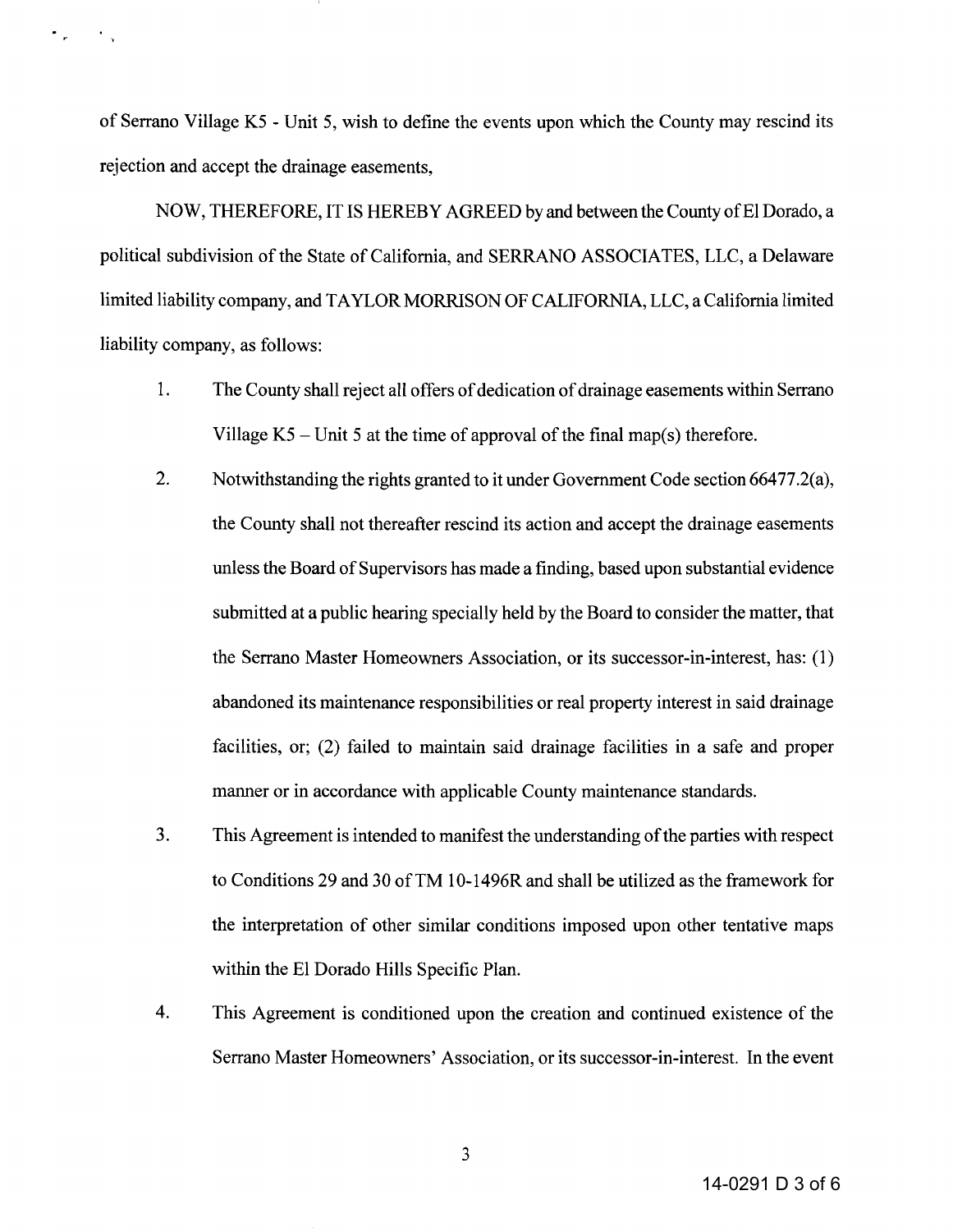of Serrano Village K5 - Unit 5, wish to define the events upon which the County may rescind its rejection and accept the drainage easements,

NOW, THEREFORE, IT IS HEREBY AGREED by and between the County of El Dorado, a political subdivision of the State of California, and SERRANO ASSOCIATES, LLC, a Delaware limited liability company, and TAYLOR MORRISON OF CALIFORNIA, LLC, a California limited liability company, as follows:

1. The County shall reject all offers of dedication of drainage easements within Serrano Village K5 – Unit 5 at the time of approval of the final map(s) therefore.

2. Notwithstanding the rights granted to it under Government Code section 66477.2(a), the County shall not thereafter rescind its action and accept the drainage easements unless the Board of Supervisors has made a finding, based upon substantial evidence submitted at a public hearing specially held by the Board to consider the matter, that the Serrano Master Homeowners Association, or its successor-in-interest, has: (1) abandoned its maintenance responsibilities or real property interest in said drainage facilities, or; (2) failed to maintain said drainage facilities in a safe and proper manner or in accordance with applicable County maintenance standards.

3. This Agreement is intended to manifest the understanding of the parties with respect to Conditions 29 and 30 of TM 10-1496R and shall be utilized as the framework for the interpretation of other similar conditions imposed upon other tentative maps within the El Dorado Hills Specific Plan.

4. This Agreement is conditioned upon the creation and continued existence of the Serrano Master Homeowners' Association, or its successor-in-interest. In the event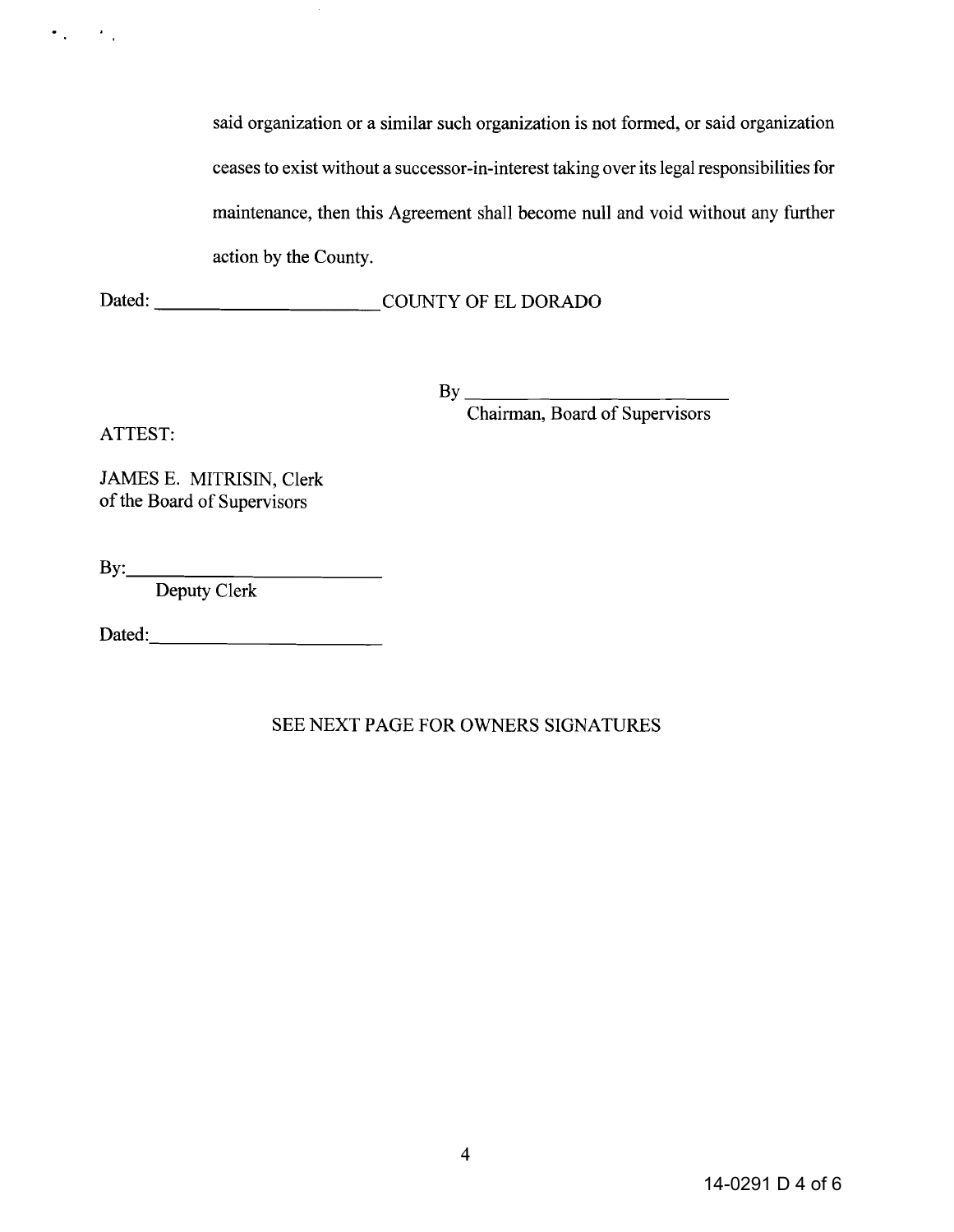said organization or a similar such organization is not formed, or said organization ceases to exist without a successor-in-interest taking over its legal responsibilities for maintenance, then this Agreement shall become null and void without any further action by the County.

Dated: ______________________ COUNTY OF EL DORADO

By ___________________________
Chairman, Board of Supervisors

ATTEST:

JAMES E. MITRISIN, Clerk
of the Board of Supervisors

By:___________________________
Deputy Clerk

Dated:_________________________

SEE NEXT PAGE FOR OWNERS SIGNATURES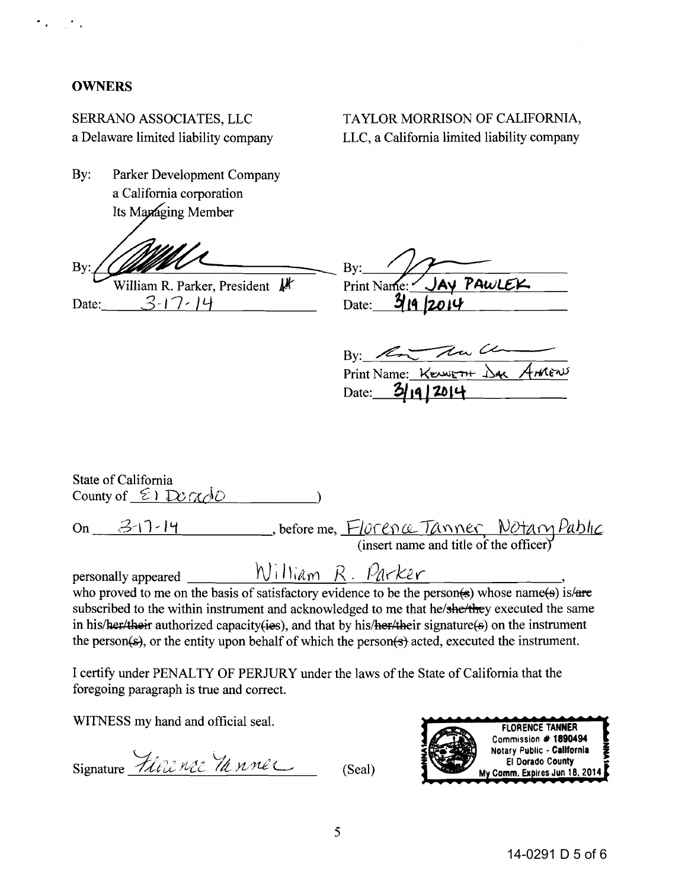**OWNERS**

SERRANO ASSOCIATES, LLC
a Delaware limited liability company

By: Parker Development Company
a California corporation
Its Managing Member

By: ___________________________
William R. Parker, President
Date: 3-17-14

TAYLOR MORRISON OF CALIFORNIA, LLC, a California limited liability company

By: ___________________________
Print Name: JAY PAWLEK
Date: 3/19/2014

By: ___________________________
Print Name: KENNETH DAN AHRENS
Date: 3/19/2014

State of California
County of El Dorado )

On 3-17-14, before me, Florence Tanner, Notary Public
(insert name and title of the officer)

personally appeared William R. Parker,
who proved to me on the basis of satisfactory evidence to be the person~~(s)~~ whose name~~(s)~~ is/~~are~~ subscribed to the within instrument and acknowledged to me that he/~~she/they~~ executed the same in his/~~her/their~~ authorized capacity~~(ies)~~, and that by his/~~her/their~~ signature~~(s)~~ on the instrument the person~~(s)~~, or the entity upon behalf of which the person~~(s)~~ acted, executed the instrument.

I certify under PENALTY OF PERJURY under the laws of the State of California that the foregoing paragraph is true and correct.

WITNESS my hand and official seal.

Signature Florence Tanner (Seal)

FLORENCE TANNER
Commission # 1890494
Notary Public - California
El Dorado County
My Comm. Expires Jun 18, 2014

14-0291 D 5 of 6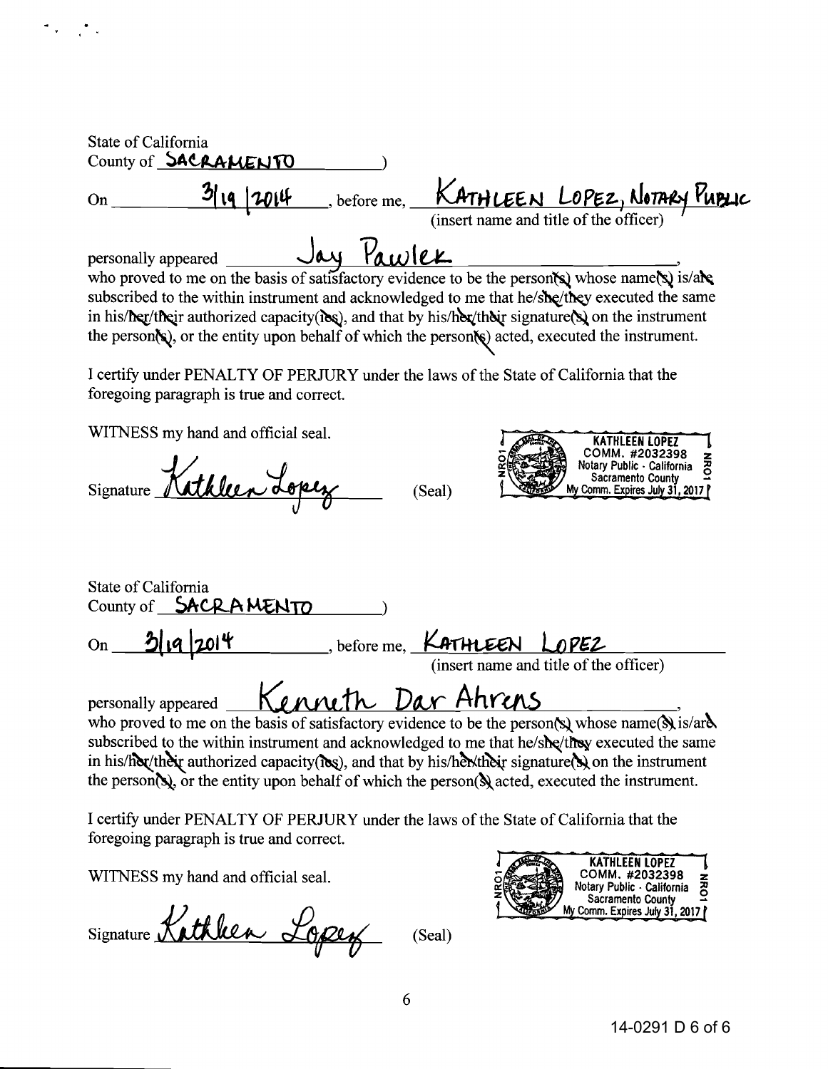State of California
County of SACRAMENTO )

On 3/19/2014, before me, KATHLEEN LOPEZ, NOTARY PUBLIC
(insert name and title of the officer)

personally appeared Jay Pawlek,
who proved to me on the basis of satisfactory evidence to be the person(s) whose name(s) is/are subscribed to the within instrument and acknowledged to me that he/she/they executed the same in his/her/their authorized capacity(ies), and that by his/her/their signature(s) on the instrument the person(s), or the entity upon behalf of which the person(s) acted, executed the instrument.

I certify under PENALTY OF PERJURY under the laws of the State of California that the foregoing paragraph is true and correct.

WITNESS my hand and official seal.

Signature Kathleen Lopez (Seal)

KATHLEEN LOPEZ
COMM. #2032398
Notary Public - California
Sacramento County
My Comm. Expires July 31, 2017

State of California
County of SACRAMENTO )

On 3/19/2014, before me, KATHLEEN LOPEZ
(insert name and title of the officer)

personally appeared Kenneth Dar Ahrens,
who proved to me on the basis of satisfactory evidence to be the person(s) whose name(s) is/are subscribed to the within instrument and acknowledged to me that he/she/they executed the same in his/her/their authorized capacity(ies), and that by his/her/their signature(s) on the instrument the person(s), or the entity upon behalf of which the person(s) acted, executed the instrument.

I certify under PENALTY OF PERJURY under the laws of the State of California that the foregoing paragraph is true and correct.

WITNESS my hand and official seal.

KATHLEEN LOPEZ
COMM. #2032398
Notary Public - California
Sacramento County
My Comm. Expires July 31, 2017

Signature Kathleen Lopez (Seal)

14-0291 D 6 of 6